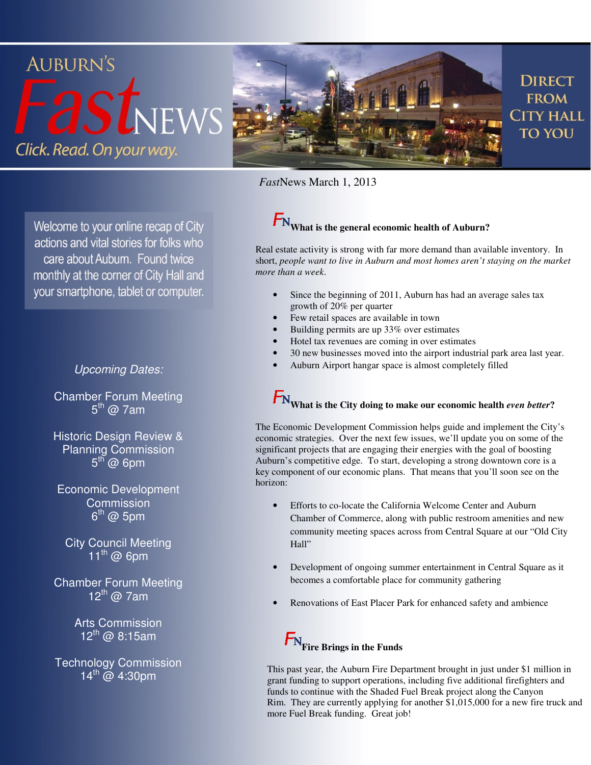# AUBURN'S *Fast*NEWS

*Click. Read. On your way.*

DIRECT FROM CITY HALL TO YOU

*Fast*News March 1, 2013

Welcome to your online recap of City actions and vital stories for folks who care about Auburn. Found twice monthly at the corner of City Hall and your smartphone, tablet or computer.

*Upcoming Dates:*

Chamber Forum Meeting
5th @ 7am

Historic Design Review & Planning Commission
5th @ 6pm

Economic Development Commission
6th @ 5pm

City Council Meeting
11th @ 6pm

Chamber Forum Meeting
12th @ 7am

Arts Commission
12th @ 8:15am

Technology Commission
14th @ 4:30pm

## FN What is the general economic health of Auburn?

Real estate activity is strong with far more demand than available inventory. In short, *people want to live in Auburn and most homes aren't staying on the market more than a week.*

- Since the beginning of 2011, Auburn has had an average sales tax growth of 20% per quarter
- Few retail spaces are available in town
- Building permits are up 33% over estimates
- Hotel tax revenues are coming in over estimates
- 30 new businesses moved into the airport industrial park area last year.
- Auburn Airport hangar space is almost completely filled

## FN What is the City doing to make our economic health *even better*?

The Economic Development Commission helps guide and implement the City's economic strategies. Over the next few issues, we'll update you on some of the significant projects that are engaging their energies with the goal of boosting Auburn's competitive edge. To start, developing a strong downtown core is a key component of our economic plans. That means that you'll soon see on the horizon:

- Efforts to co-locate the California Welcome Center and Auburn Chamber of Commerce, along with public restroom amenities and new community meeting spaces across from Central Square at our "Old City Hall"
- Development of ongoing summer entertainment in Central Square as it becomes a comfortable place for community gathering
- Renovations of East Placer Park for enhanced safety and ambience

## FN Fire Brings in the Funds

This past year, the Auburn Fire Department brought in just under $1 million in grant funding to support operations, including five additional firefighters and funds to continue with the Shaded Fuel Break project along the Canyon Rim. They are currently applying for another $1,015,000 for a new fire truck and more Fuel Break funding. Great job!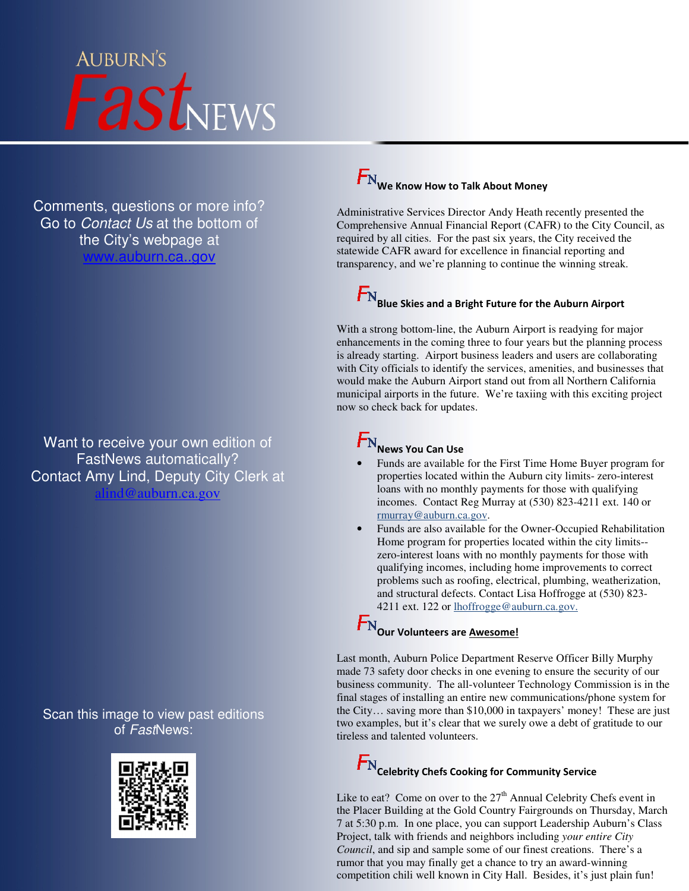# AUBURN'S *Fast*NEWS

Comments, questions or more info?
Go to *Contact Us* at the bottom of the City's webpage at www.auburn.ca..gov

Want to receive your own edition of FastNews automatically?
Contact Amy Lind, Deputy City Clerk at alind@auburn.ca.gov

Scan this image to view past editions of *Fast*News:

## FN We Know How to Talk About Money

Administrative Services Director Andy Heath recently presented the Comprehensive Annual Financial Report (CAFR) to the City Council, as required by all cities. For the past six years, the City received the statewide CAFR award for excellence in financial reporting and transparency, and we're planning to continue the winning streak.

## FN Blue Skies and a Bright Future for the Auburn Airport

With a strong bottom-line, the Auburn Airport is readying for major enhancements in the coming three to four years but the planning process is already starting. Airport business leaders and users are collaborating with City officials to identify the services, amenities, and businesses that would make the Auburn Airport stand out from all Northern California municipal airports in the future. We're taxiing with this exciting project now so check back for updates.

## FN News You Can Use

- Funds are available for the First Time Home Buyer program for properties located within the Auburn city limits- zero-interest loans with no monthly payments for those with qualifying incomes. Contact Reg Murray at (530) 823-4211 ext. 140 or rmurray@auburn.ca.gov.
- Funds are also available for the Owner-Occupied Rehabilitation Home program for properties located within the city limits--zero-interest loans with no monthly payments for those with qualifying incomes, including home improvements to correct problems such as roofing, electrical, plumbing, weatherization, and structural defects. Contact Lisa Hoffrogge at (530) 823-4211 ext. 122 or lhoffrogge@auburn.ca.gov.

## FN Our Volunteers are Awesome!

Last month, Auburn Police Department Reserve Officer Billy Murphy made 73 safety door checks in one evening to ensure the security of our business community. The all-volunteer Technology Commission is in the final stages of installing an entire new communications/phone system for the City… saving more than $10,000 in taxpayers' money! These are just two examples, but it's clear that we surely owe a debt of gratitude to our tireless and talented volunteers.

## FN Celebrity Chefs Cooking for Community Service

Like to eat? Come on over to the 27th Annual Celebrity Chefs event in the Placer Building at the Gold Country Fairgrounds on Thursday, March 7 at 5:30 p.m. In one place, you can support Leadership Auburn's Class Project, talk with friends and neighbors including *your entire City Council*, and sip and sample some of our finest creations. There's a rumor that you may finally get a chance to try an award-winning competition chili well known in City Hall. Besides, it's just plain fun!